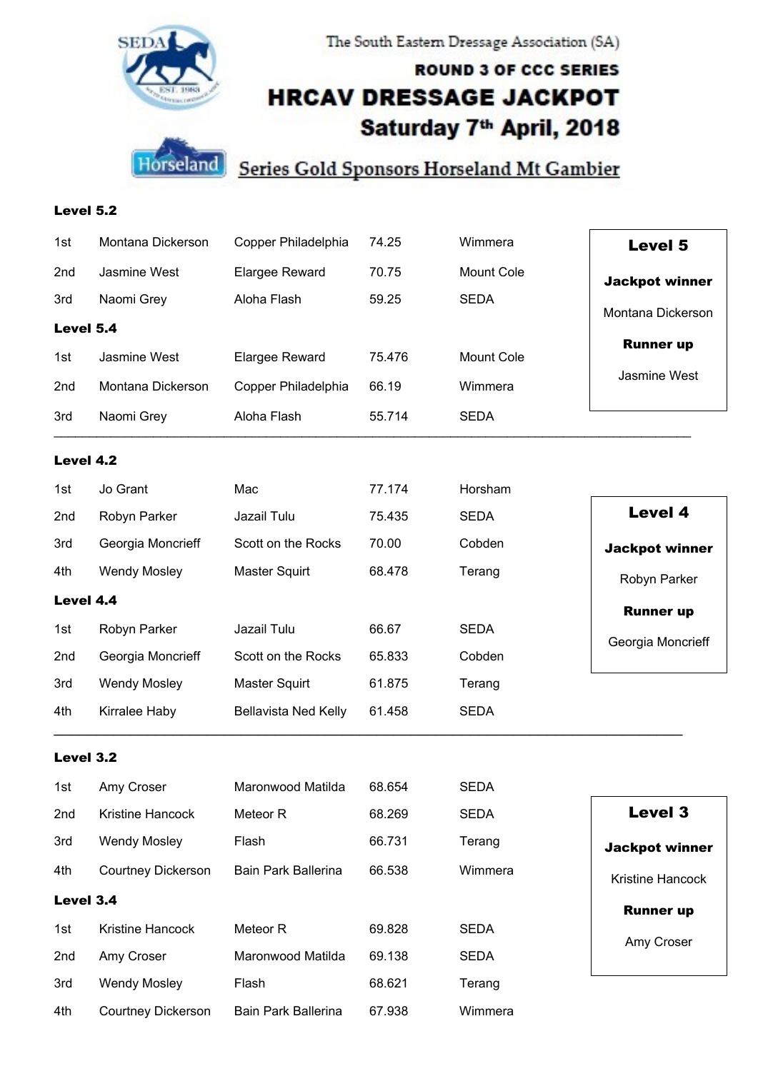The South Eastern Dressage Association (SA)

**ROUND 3 OF CCC SERIES**

# HRCAV DRESSAGE JACKPOT

**Saturday 7th April, 2018**

Series Gold Sponsors Horseland Mt Gambier

## Level 5.2

| | | | | |
|---|---|---|---|---|
| 1st | Montana Dickerson | Copper Philadelphia | 74.25 | Wimmera |
| 2nd | Jasmine West | Elargee Reward | 70.75 | Mount Cole |
| 3rd | Naomi Grey | Aloha Flash | 59.25 | SEDA |

## Level 5.4

| | | | | |
|---|---|---|---|---|
| 1st | Jasmine West | Elargee Reward | 75.476 | Mount Cole |
| 2nd | Montana Dickerson | Copper Philadelphia | 66.19 | Wimmera |
| 3rd | Naomi Grey | Aloha Flash | 55.714 | SEDA |

**Level 5**

**Jackpot winner**

Montana Dickerson

**Runner up**

Jasmine West

---

## Level 4.2

| | | | | |
|---|---|---|---|---|
| 1st | Jo Grant | Mac | 77.174 | Horsham |
| 2nd | Robyn Parker | Jazail Tulu | 75.435 | SEDA |
| 3rd | Georgia Moncrieff | Scott on the Rocks | 70.00 | Cobden |
| 4th | Wendy Mosley | Master Squirt | 68.478 | Terang |

## Level 4.4

| | | | | |
|---|---|---|---|---|
| 1st | Robyn Parker | Jazail Tulu | 66.67 | SEDA |
| 2nd | Georgia Moncrieff | Scott on the Rocks | 65.833 | Cobden |
| 3rd | Wendy Mosley | Master Squirt | 61.875 | Terang |
| 4th | Kirralee Haby | Bellavista Ned Kelly | 61.458 | SEDA |

**Level 4**

**Jackpot winner**

Robyn Parker

**Runner up**

Georgia Moncrieff

---

## Level 3.2

| | | | | |
|---|---|---|---|---|
| 1st | Amy Croser | Maronwood Matilda | 68.654 | SEDA |
| 2nd | Kristine Hancock | Meteor R | 68.269 | SEDA |
| 3rd | Wendy Mosley | Flash | 66.731 | Terang |
| 4th | Courtney Dickerson | Bain Park Ballerina | 66.538 | Wimmera |

## Level 3.4

| | | | | |
|---|---|---|---|---|
| 1st | Kristine Hancock | Meteor R | 69.828 | SEDA |
| 2nd | Amy Croser | Maronwood Matilda | 69.138 | SEDA |
| 3rd | Wendy Mosley | Flash | 68.621 | Terang |
| 4th | Courtney Dickerson | Bain Park Ballerina | 67.938 | Wimmera |

**Level 3**

**Jackpot winner**

Kristine Hancock

**Runner up**

Amy Croser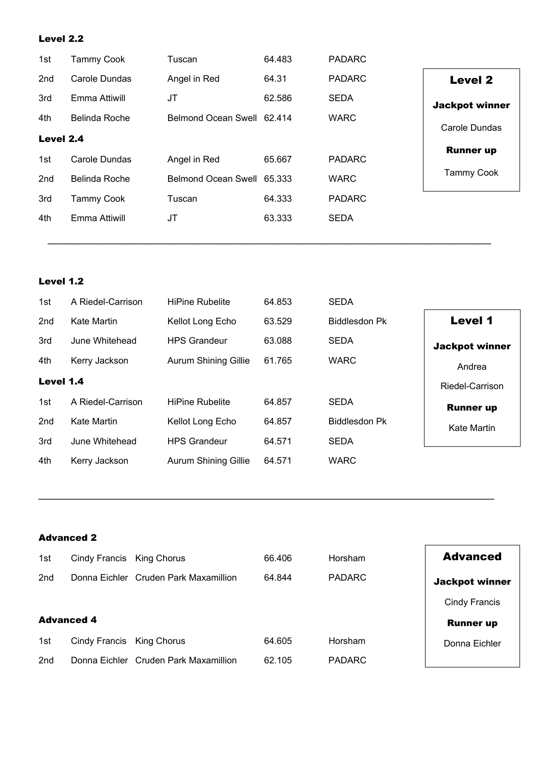**Level 2.2**

| | | | | |
|---|---|---|---|---|
| 1st | Tammy Cook | Tuscan | 64.483 | PADARC |
| 2nd | Carole Dundas | Angel in Red | 64.31 | PADARC |
| 3rd | Emma Attiwill | JT | 62.586 | SEDA |
| 4th | Belinda Roche | Belmond Ocean Swell | 62.414 | WARC |

**Level 2.4**

| | | | | |
|---|---|---|---|---|
| 1st | Carole Dundas | Angel in Red | 65.667 | PADARC |
| 2nd | Belinda Roche | Belmond Ocean Swell | 65.333 | WARC |
| 3rd | Tammy Cook | Tuscan | 64.333 | PADARC |
| 4th | Emma Attiwill | JT | 63.333 | SEDA |

**Level 2**

**Jackpot winner**

Carole Dundas

**Runner up**

Tammy Cook

---

**Level 1.2**

| | | | | |
|---|---|---|---|---|
| 1st | A Riedel-Carrison | HiPine Rubelite | 64.853 | SEDA |
| 2nd | Kate Martin | Kellot Long Echo | 63.529 | Biddlesdon Pk |
| 3rd | June Whitehead | HPS Grandeur | 63.088 | SEDA |
| 4th | Kerry Jackson | Aurum Shining Gillie | 61.765 | WARC |

**Level 1.4**

| | | | | |
|---|---|---|---|---|
| 1st | A Riedel-Carrison | HiPine Rubelite | 64.857 | SEDA |
| 2nd | Kate Martin | Kellot Long Echo | 64.857 | Biddlesdon Pk |
| 3rd | June Whitehead | HPS Grandeur | 64.571 | SEDA |
| 4th | Kerry Jackson | Aurum Shining Gillie | 64.571 | WARC |

**Level 1**

**Jackpot winner**

Andrea Riedel-Carrison

**Runner up**

Kate Martin

---

**Advanced 2**

| | | | | |
|---|---|---|---|---|
| 1st | Cindy Francis | King Chorus | 66.406 | Horsham |
| 2nd | Donna Eichler | Cruden Park Maxamillion | 64.844 | PADARC |

**Advanced 4**

| | | | | |
|---|---|---|---|---|
| 1st | Cindy Francis | King Chorus | 64.605 | Horsham |
| 2nd | Donna Eichler | Cruden Park Maxamillion | 62.105 | PADARC |

**Advanced**

**Jackpot winner**

Cindy Francis

**Runner up**

Donna Eichler